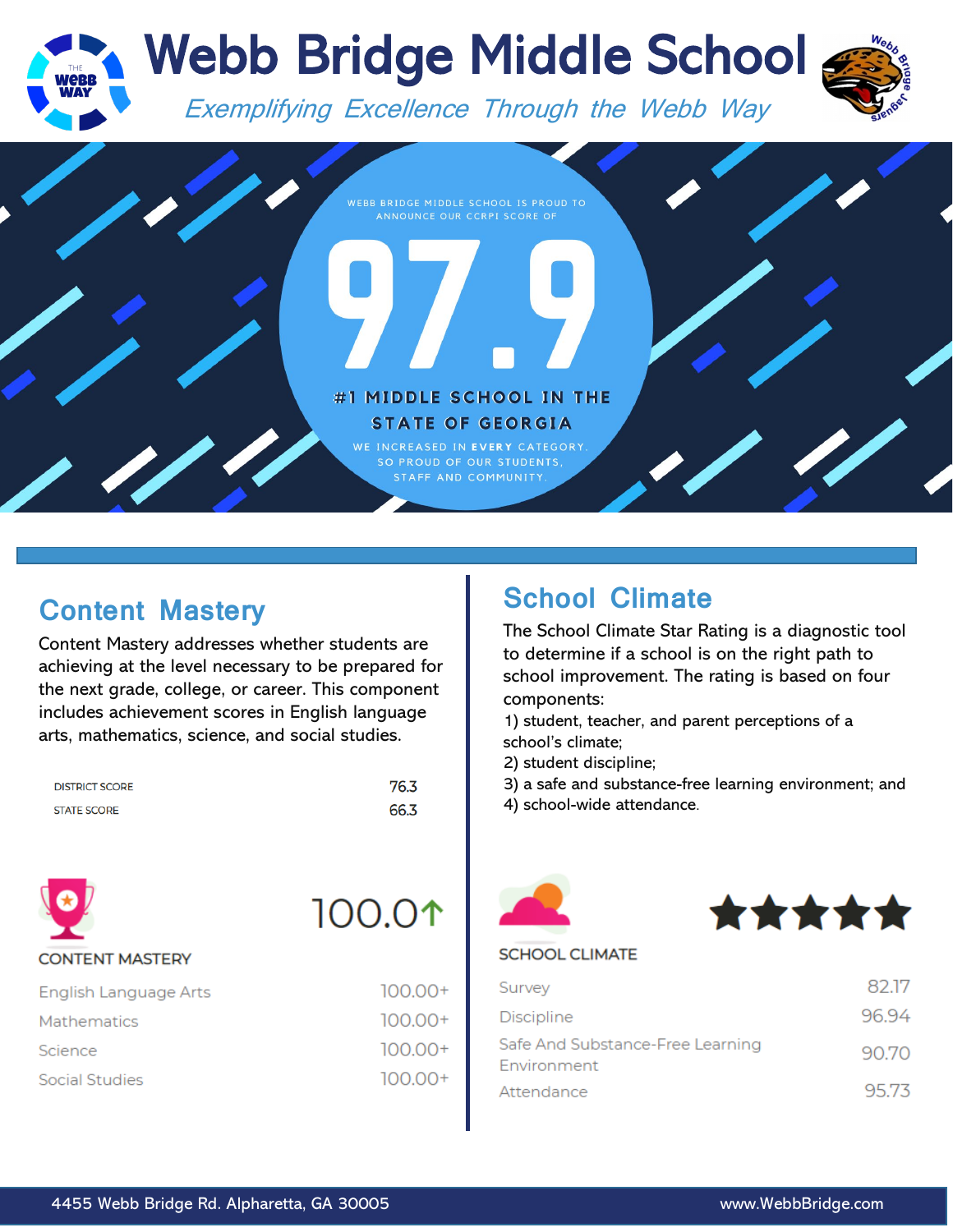# Webb Bridge Middle School

*Exemplifying Excellence Through the Webb Way*

WEBB BRIDGE MIDDLE SCHOOL IS PROUD TO ANNOUNCE OUR CCRPI SCORE OF

**97.9**

**#1 MIDDLE SCHOOL IN THE STATE OF GEORGIA**

WE INCREASED IN **EVERY** CATEGORY. SO PROUD OF OUR STUDENTS, STAFF AND COMMUNITY.

## Content Mastery

Content Mastery addresses whether students are achieving at the level necessary to be prepared for the next grade, college, or career. This component includes achievement scores in English language arts, mathematics, science, and social studies.

| | |
|---|---|
| DISTRICT SCORE | 76.3 |
| STATE SCORE | 66.3 |

| CONTENT MASTERY | 100.0↑ |
|---|---|
| English Language Arts | 100.00+ |
| Mathematics | 100.00+ |
| Science | 100.00+ |
| Social Studies | 100.00+ |

## School Climate

The School Climate Star Rating is a diagnostic tool to determine if a school is on the right path to school improvement. The rating is based on four components:

1) student, teacher, and parent perceptions of a school's climate;
2) student discipline;
3) a safe and substance-free learning environment; and
4) school-wide attendance.

| SCHOOL CLIMATE | ★★★★★ |
|---|---|
| Survey | 82.17 |
| Discipline | 96.94 |
| Safe And Substance-Free Learning Environment | 90.70 |
| Attendance | 95.73 |

4455 Webb Bridge Rd. Alpharetta, GA 30005 — www.WebbBridge.com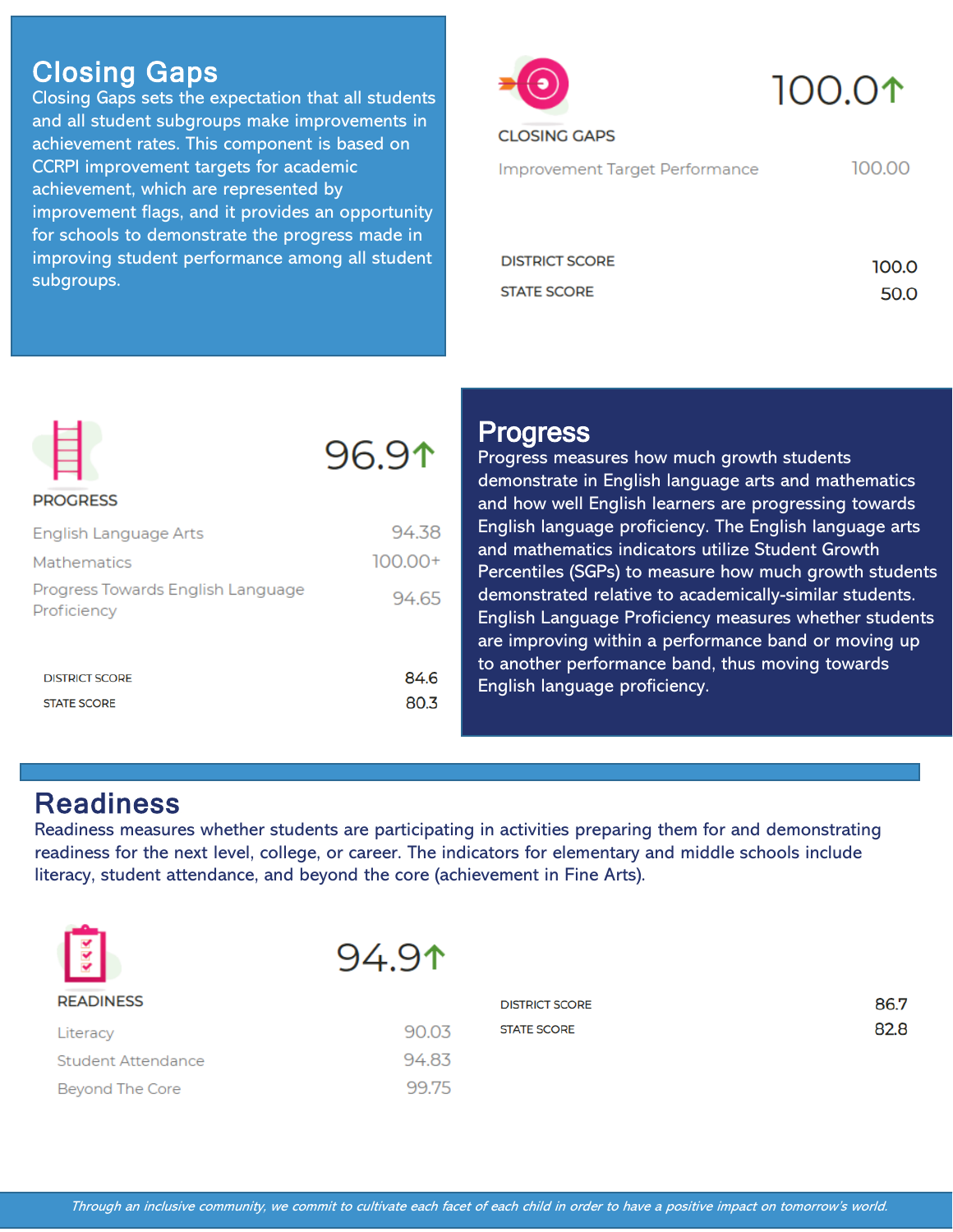## Closing Gaps

Closing Gaps sets the expectation that all students and all student subgroups make improvements in achievement rates. This component is based on CCRPI improvement targets for academic achievement, which are represented by improvement flags, and it provides an opportunity for schools to demonstrate the progress made in improving student performance among all student subgroups.

**CLOSING GAPS** 100.0↑

| | |
|---|---|
| Improvement Target Performance | 100.00 |

| | |
|---|---|
| DISTRICT SCORE | 100.0 |
| STATE SCORE | 50.0 |

**PROGRESS** 96.9↑

| | |
|---|---|
| English Language Arts | 94.38 |
| Mathematics | 100.00+ |
| Progress Towards English Language Proficiency | 94.65 |

| | |
|---|---|
| DISTRICT SCORE | 84.6 |
| STATE SCORE | 80.3 |

## Progress

Progress measures how much growth students demonstrate in English language arts and mathematics and how well English learners are progressing towards English language proficiency. The English language arts and mathematics indicators utilize Student Growth Percentiles (SGPs) to measure how much growth students demonstrated relative to academically-similar students. English Language Proficiency measures whether students are improving within a performance band or moving up to another performance band, thus moving towards English language proficiency.

## Readiness

Readiness measures whether students are participating in activities preparing them for and demonstrating readiness for the next level, college, or career. The indicators for elementary and middle schools include literacy, student attendance, and beyond the core (achievement in Fine Arts).

**READINESS** 94.9↑

| | |
|---|---|
| Literacy | 90.03 |
| Student Attendance | 94.83 |
| Beyond The Core | 99.75 |

| | |
|---|---|
| DISTRICT SCORE | 86.7 |
| STATE SCORE | 82.8 |

*Through an inclusive community, we commit to cultivate each facet of each child in order to have a positive impact on tomorrow's world.*